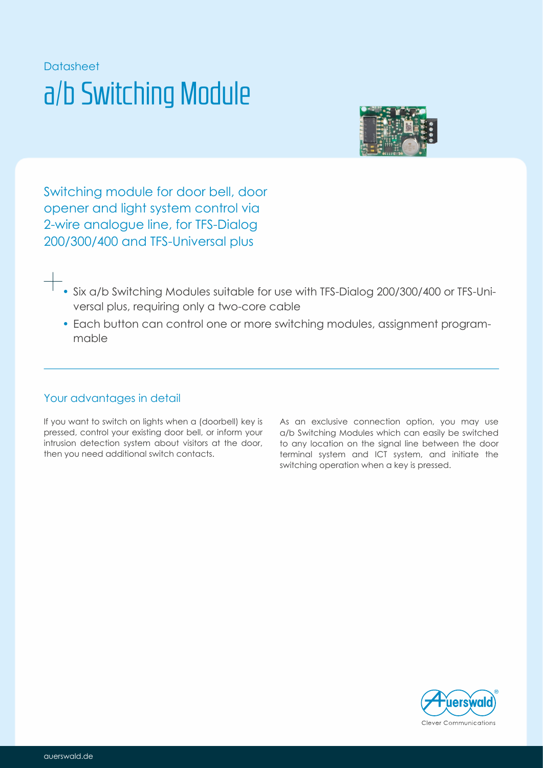Datasheet

# a/b Switching Module

Switching module for door bell, door opener and light system control via 2-wire analogue line, for TFS-Dialog 200/300/400 and TFS-Universal plus

- Six a/b Switching Modules suitable for use with TFS-Dialog 200/300/400 or TFS-Universal plus, requiring only a two-core cable
- Each button can control one or more switching modules, assignment programmable

## Your advantages in detail

If you want to switch on lights when a (doorbell) key is pressed, control your existing door bell, or inform your intrusion detection system about visitors at the door, then you need additional switch contacts.

As an exclusive connection option, you may use a/b Switching Modules which can easily be switched to any location on the signal line between the door terminal system and ICT system, and initiate the switching operation when a key is pressed.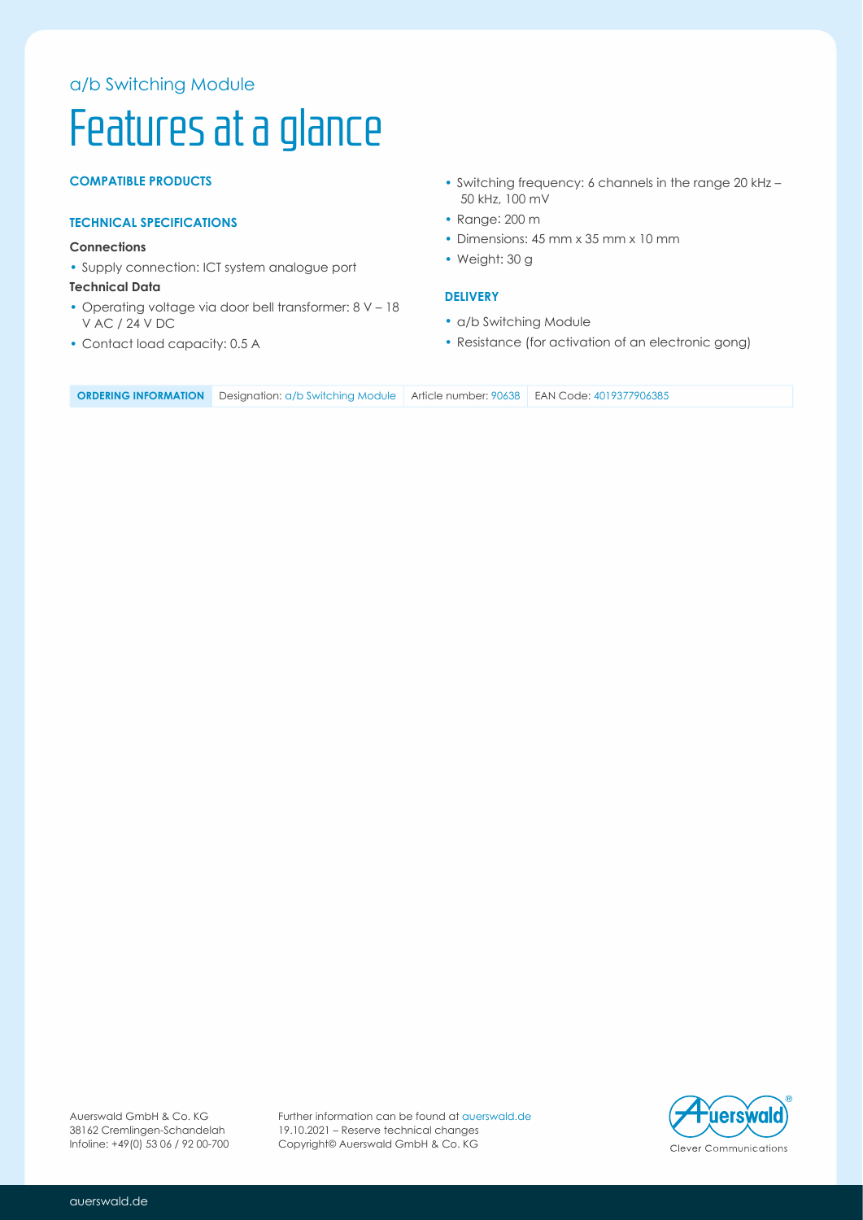a/b Switching Module

# Features at a glance

### COMPATIBLE PRODUCTS

### TECHNICAL SPECIFICATIONS

**Connections**

- Supply connection: ICT system analogue port

**Technical Data**

- Operating voltage via door bell transformer: 8 V – 18 V AC / 24 V DC
- Contact load capacity: 0.5 A
- Switching frequency: 6 channels in the range 20 kHz – 50 kHz, 100 mV
- Range: 200 m
- Dimensions: 45 mm x 35 mm x 10 mm
- Weight: 30 g

### DELIVERY

- a/b Switching Module
- Resistance (for activation of an electronic gong)

| | | | |
|---|---|---|---|
| **ORDERING INFORMATION** | Designation: a/b Switching Module | Article number: 90638 | EAN Code: 4019377906385 |

Auerswald GmbH & Co. KG
38162 Cremlingen-Schandelah
Infoline: +49(0) 53 06 / 92 00-700

Further information can be found at auerswald.de
19.10.2021 – Reserve technical changes
Copyright© Auerswald GmbH & Co. KG

Auerswald Clever Communications